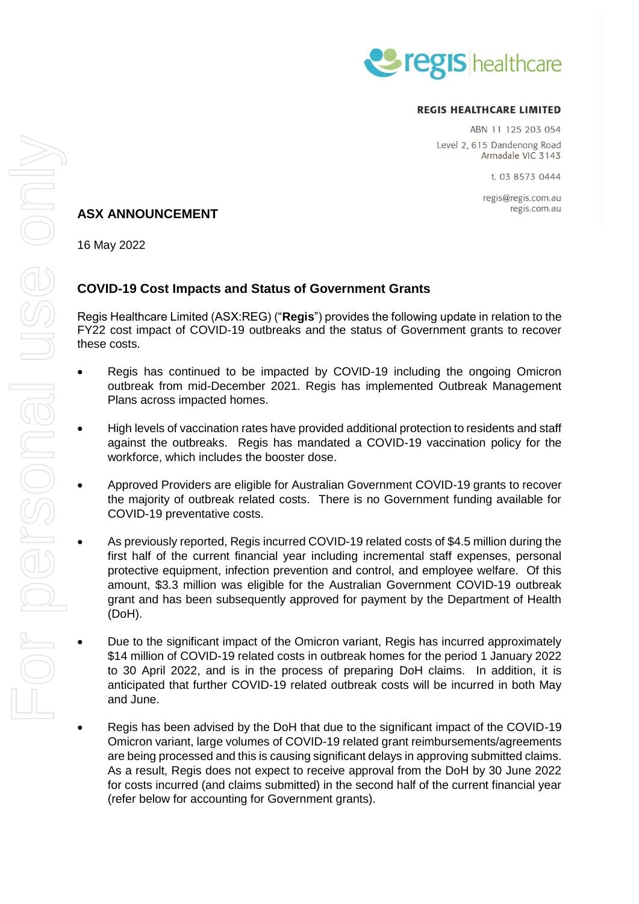**REGIS HEALTHCARE LIMITED**

ABN 11 125 203 054

Level 2, 615 Dandenong Road
Armadale VIC 3143

t. 03 8573 0444

regis@regis.com.au
regis.com.au

# ASX ANNOUNCEMENT

16 May 2022

## COVID-19 Cost Impacts and Status of Government Grants

Regis Healthcare Limited (ASX:REG) ("**Regis**") provides the following update in relation to the FY22 cost impact of COVID-19 outbreaks and the status of Government grants to recover these costs.

- Regis has continued to be impacted by COVID-19 including the ongoing Omicron outbreak from mid-December 2021. Regis has implemented Outbreak Management Plans across impacted homes.
- High levels of vaccination rates have provided additional protection to residents and staff against the outbreaks. Regis has mandated a COVID-19 vaccination policy for the workforce, which includes the booster dose.
- Approved Providers are eligible for Australian Government COVID-19 grants to recover the majority of outbreak related costs. There is no Government funding available for COVID-19 preventative costs.
- As previously reported, Regis incurred COVID-19 related costs of $4.5 million during the first half of the current financial year including incremental staff expenses, personal protective equipment, infection prevention and control, and employee welfare. Of this amount, $3.3 million was eligible for the Australian Government COVID-19 outbreak grant and has been subsequently approved for payment by the Department of Health (DoH).
- Due to the significant impact of the Omicron variant, Regis has incurred approximately $14 million of COVID-19 related costs in outbreak homes for the period 1 January 2022 to 30 April 2022, and is in the process of preparing DoH claims. In addition, it is anticipated that further COVID-19 related outbreak costs will be incurred in both May and June.
- Regis has been advised by the DoH that due to the significant impact of the COVID-19 Omicron variant, large volumes of COVID-19 related grant reimbursements/agreements are being processed and this is causing significant delays in approving submitted claims. As a result, Regis does not expect to receive approval from the DoH by 30 June 2022 for costs incurred (and claims submitted) in the second half of the current financial year (refer below for accounting for Government grants).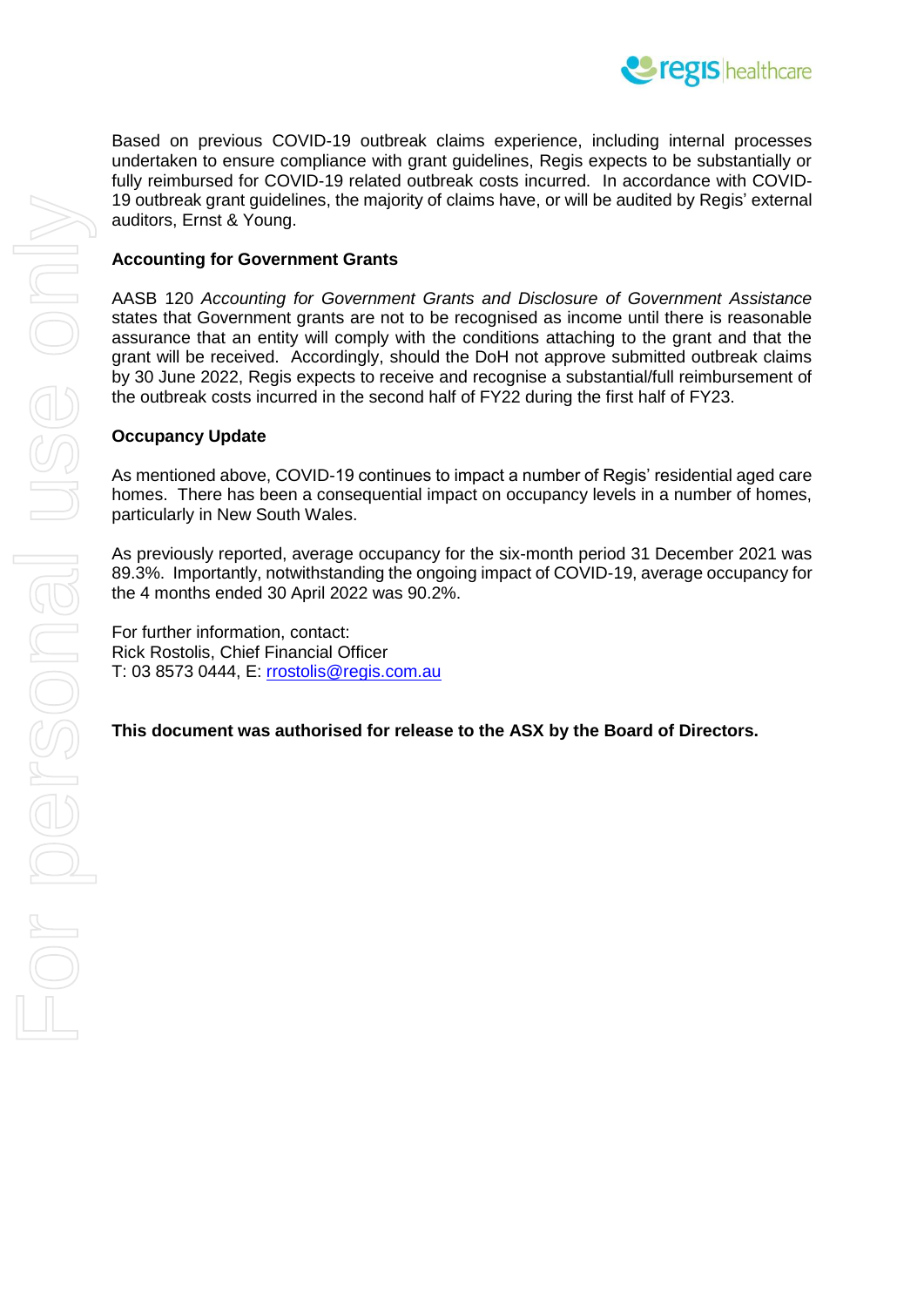Based on previous COVID-19 outbreak claims experience, including internal processes undertaken to ensure compliance with grant guidelines, Regis expects to be substantially or fully reimbursed for COVID-19 related outbreak costs incurred. In accordance with COVID-19 outbreak grant guidelines, the majority of claims have, or will be audited by Regis' external auditors, Ernst & Young.

**Accounting for Government Grants**

AASB 120 *Accounting for Government Grants and Disclosure of Government Assistance* states that Government grants are not to be recognised as income until there is reasonable assurance that an entity will comply with the conditions attaching to the grant and that the grant will be received. Accordingly, should the DoH not approve submitted outbreak claims by 30 June 2022, Regis expects to receive and recognise a substantial/full reimbursement of the outbreak costs incurred in the second half of FY22 during the first half of FY23.

**Occupancy Update**

As mentioned above, COVID-19 continues to impact a number of Regis' residential aged care homes. There has been a consequential impact on occupancy levels in a number of homes, particularly in New South Wales.

As previously reported, average occupancy for the six-month period 31 December 2021 was 89.3%. Importantly, notwithstanding the ongoing impact of COVID-19, average occupancy for the 4 months ended 30 April 2022 was 90.2%.

For further information, contact:
Rick Rostolis, Chief Financial Officer
T: 03 8573 0444, E: rrostolis@regis.com.au

**This document was authorised for release to the ASX by the Board of Directors.**